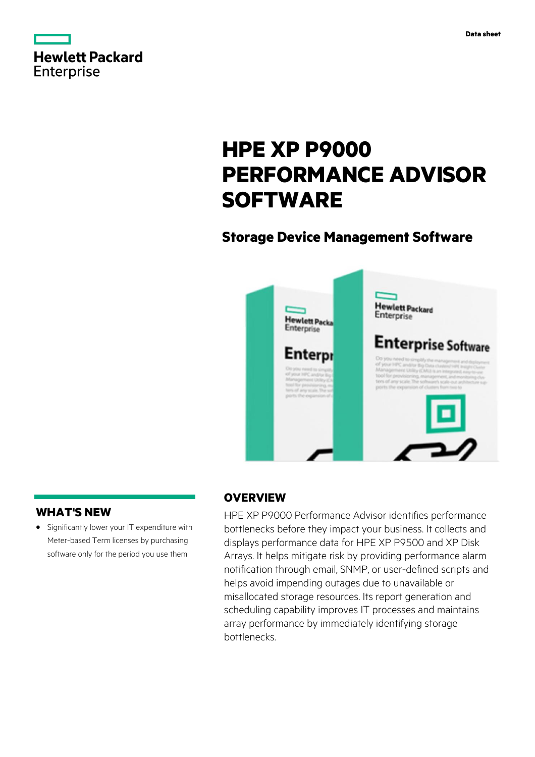Data sheet

# HPE XP P9000 PERFORMANCE ADVISOR SOFTWARE

## Storage Device Management Software

## WHAT'S NEW

- Significantly lower your IT expenditure with Meter-based Term licenses by purchasing software only for the period you use them

## OVERVIEW

HPE XP P9000 Performance Advisor identifies performance bottlenecks before they impact your business. It collects and displays performance data for HPE XP P9500 and XP Disk Arrays. It helps mitigate risk by providing performance alarm notification through email, SNMP, or user-defined scripts and helps avoid impending outages due to unavailable or misallocated storage resources. Its report generation and scheduling capability improves IT processes and maintains array performance by immediately identifying storage bottlenecks.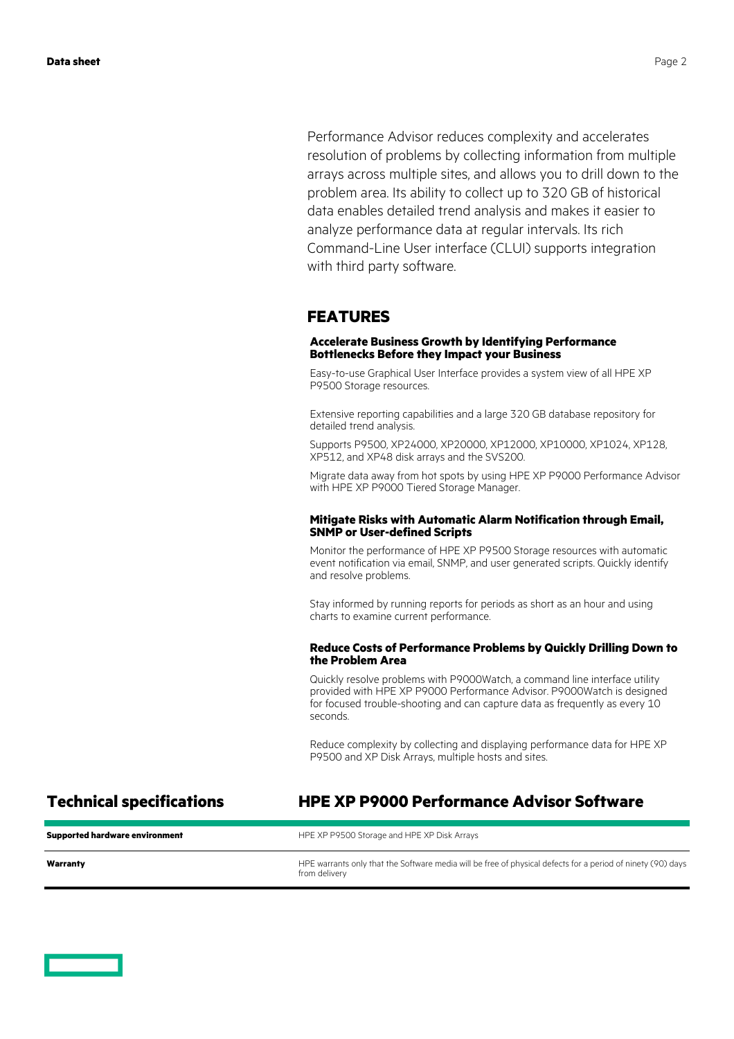Performance Advisor reduces complexity and accelerates resolution of problems by collecting information from multiple arrays across multiple sites, and allows you to drill down to the problem area. Its ability to collect up to 320 GB of historical data enables detailed trend analysis and makes it easier to analyze performance data at regular intervals. Its rich Command-Line User interface (CLUI) supports integration with third party software.

## FEATURES

### Accelerate Business Growth by Identifying Performance Bottlenecks Before they Impact your Business

Easy-to-use Graphical User Interface provides a system view of all HPE XP P9500 Storage resources.

Extensive reporting capabilities and a large 320 GB database repository for detailed trend analysis.

Supports P9500, XP24000, XP20000, XP12000, XP10000, XP1024, XP128, XP512, and XP48 disk arrays and the SVS200.

Migrate data away from hot spots by using HPE XP P9000 Performance Advisor with HPE XP P9000 Tiered Storage Manager.

### Mitigate Risks with Automatic Alarm Notification through Email, SNMP or User-defined Scripts

Monitor the performance of HPE XP P9500 Storage resources with automatic event notification via email, SNMP, and user generated scripts. Quickly identify and resolve problems.

Stay informed by running reports for periods as short as an hour and using charts to examine current performance.

### Reduce Costs of Performance Problems by Quickly Drilling Down to the Problem Area

Quickly resolve problems with P9000Watch, a command line interface utility provided with HPE XP P9000 Performance Advisor. P9000Watch is designed for focused trouble-shooting and can capture data as frequently as every 10 seconds.

Reduce complexity by collecting and displaying performance data for HPE XP P9500 and XP Disk Arrays, multiple hosts and sites.

## Technical specifications

## HPE XP P9000 Performance Advisor Software

| | |
|---|---|
| **Supported hardware environment** | HPE XP P9500 Storage and HPE XP Disk Arrays |
| **Warranty** | HPE warrants only that the Software media will be free of physical defects for a period of ninety (90) days from delivery |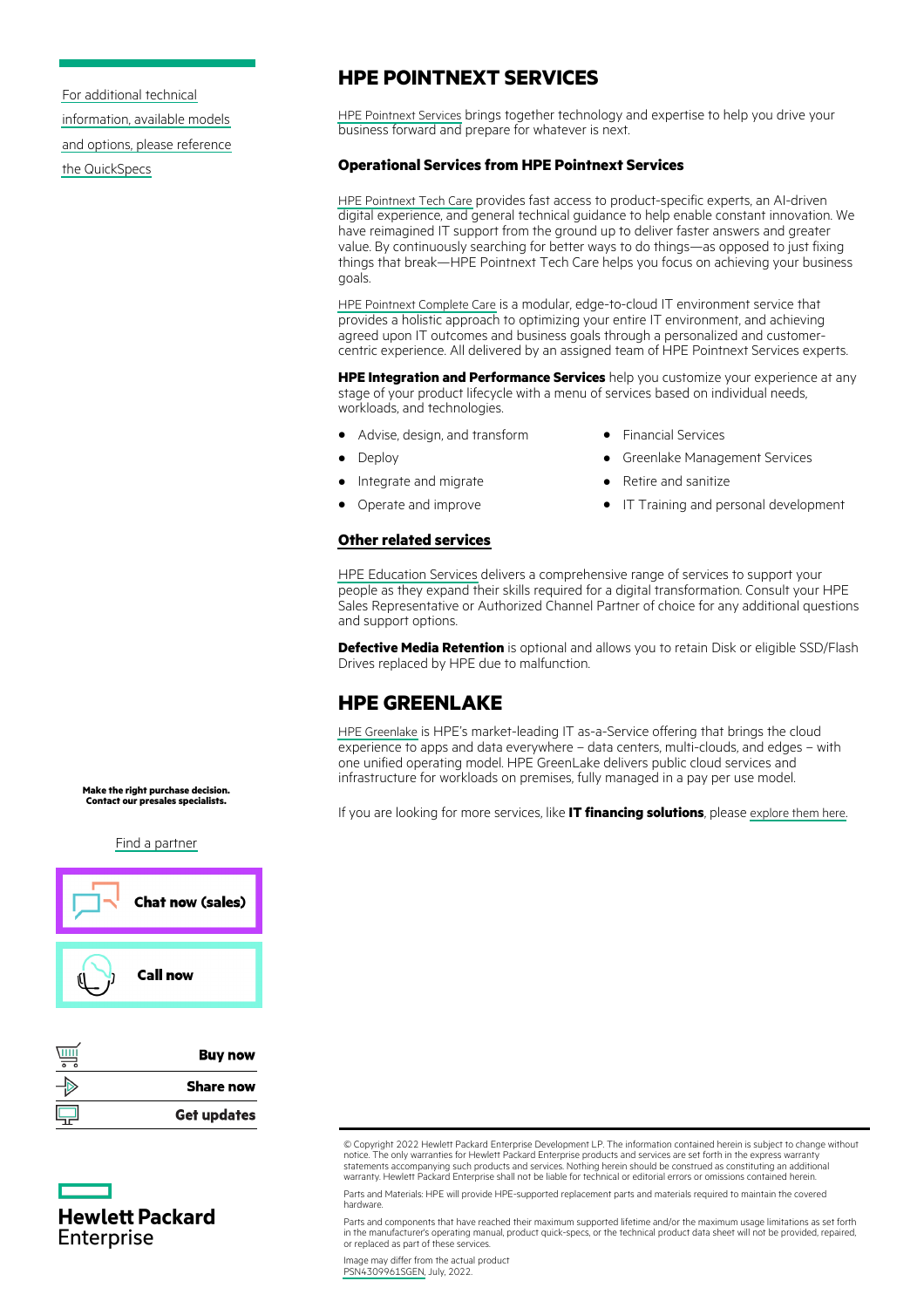For additional technical information, available models and options, please reference the QuickSpecs

## HPE POINTNEXT SERVICES

HPE Pointnext Services brings together technology and expertise to help you drive your business forward and prepare for whatever is next.

### Operational Services from HPE Pointnext Services

HPE Pointnext Tech Care provides fast access to product-specific experts, an AI-driven digital experience, and general technical guidance to help enable constant innovation. We have reimagined IT support from the ground up to deliver faster answers and greater value. By continuously searching for better ways to do things—as opposed to just fixing things that break—HPE Pointnext Tech Care helps you focus on achieving your business goals.

HPE Pointnext Complete Care is a modular, edge-to-cloud IT environment service that provides a holistic approach to optimizing your entire IT environment, and achieving agreed upon IT outcomes and business goals through a personalized and customer-centric experience. All delivered by an assigned team of HPE Pointnext Services experts.

**HPE Integration and Performance Services** help you customize your experience at any stage of your product lifecycle with a menu of services based on individual needs, workloads, and technologies.

- Advise, design, and transform
- Deploy
- Integrate and migrate
- Operate and improve
- Financial Services
- Greenlake Management Services
- Retire and sanitize
- IT Training and personal development

### Other related services

HPE Education Services delivers a comprehensive range of services to support your people as they expand their skills required for a digital transformation. Consult your HPE Sales Representative or Authorized Channel Partner of choice for any additional questions and support options.

**Defective Media Retention** is optional and allows you to retain Disk or eligible SSD/Flash Drives replaced by HPE due to malfunction.

## HPE GREENLAKE

HPE Greenlake is HPE's market-leading IT as-a-Service offering that brings the cloud experience to apps and data everywhere – data centers, multi-clouds, and edges – with one unified operating model. HPE GreenLake delivers public cloud services and infrastructure for workloads on premises, fully managed in a pay per use model.

If you are looking for more services, like **IT financing solutions**, please explore them here.

**Make the right purchase decision. Contact our presales specialists.**

Find a partner

Chat now (sales)

Call now

Buy now

Share now

Get updates

Hewlett Packard Enterprise

© Copyright 2022 Hewlett Packard Enterprise Development LP. The information contained herein is subject to change without notice. The only warranties for Hewlett Packard Enterprise products and services are set forth in the express warranty statements accompanying such products and services. Nothing herein should be construed as constituting an additional warranty. Hewlett Packard Enterprise shall not be liable for technical or editorial errors or omissions contained herein.

Parts and Materials: HPE will provide HPE-supported replacement parts and materials required to maintain the covered hardware.

Parts and components that have reached their maximum supported lifetime and/or the maximum usage limitations as set forth in the manufacturer's operating manual, product quick-specs, or the technical product data sheet will not be provided, repaired, or replaced as part of these services.

Image may differ from the actual product

PSN4309961SGEN, July, 2022.